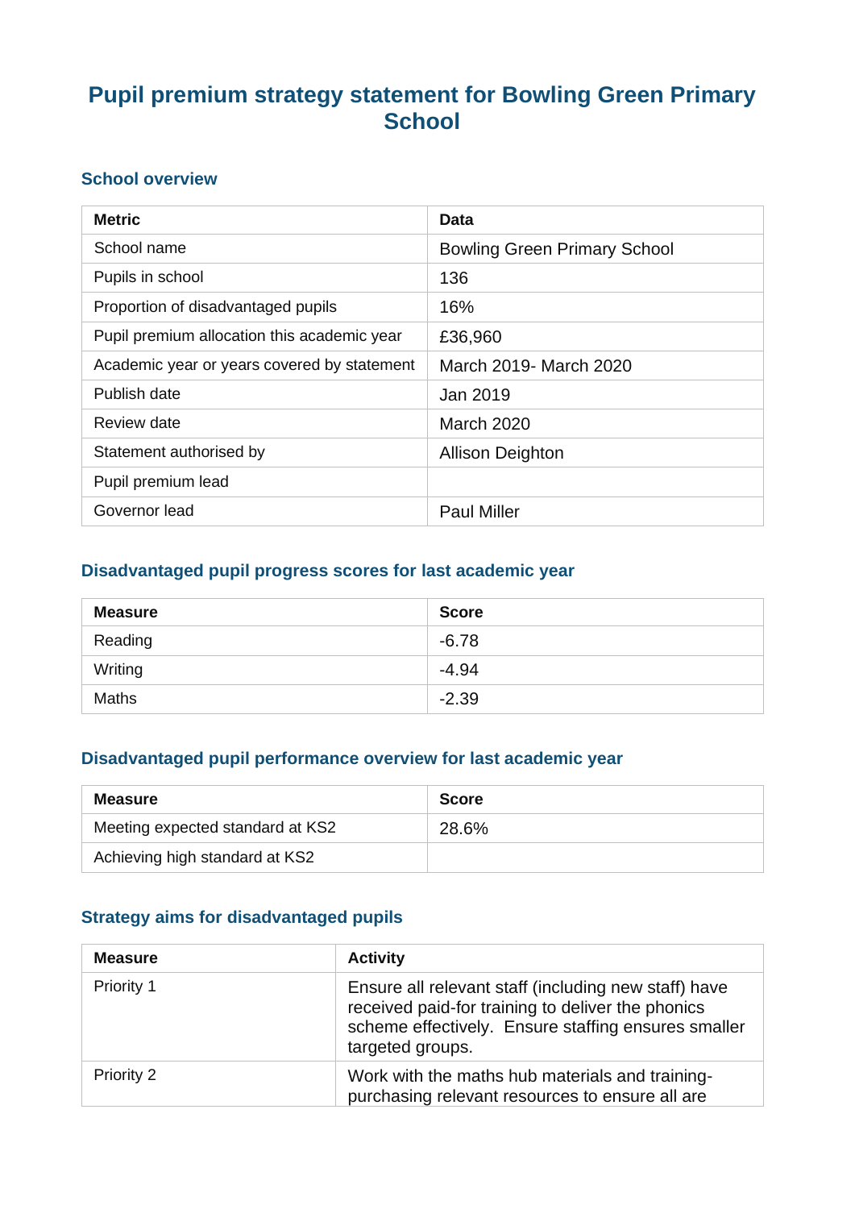# Pupil premium strategy statement for Bowling Green Primary School

## School overview

| Metric | Data |
|---|---|
| School name | Bowling Green Primary School |
| Pupils in school | 136 |
| Proportion of disadvantaged pupils | 16% |
| Pupil premium allocation this academic year | £36,960 |
| Academic year or years covered by statement | March 2019- March 2020 |
| Publish date | Jan 2019 |
| Review date | March 2020 |
| Statement authorised by | Allison Deighton |
| Pupil premium lead | |
| Governor lead | Paul Miller |

## Disadvantaged pupil progress scores for last academic year

| Measure | Score |
|---|---|
| Reading | -6.78 |
| Writing | -4.94 |
| Maths | -2.39 |

## Disadvantaged pupil performance overview for last academic year

| Measure | Score |
|---|---|
| Meeting expected standard at KS2 | 28.6% |
| Achieving high standard at KS2 | |

## Strategy aims for disadvantaged pupils

| Measure | Activity |
|---|---|
| Priority 1 | Ensure all relevant staff (including new staff) have received paid-for training to deliver the phonics scheme effectively. Ensure staffing ensures smaller targeted groups. |
| Priority 2 | Work with the maths hub materials and training- purchasing relevant resources to ensure all are |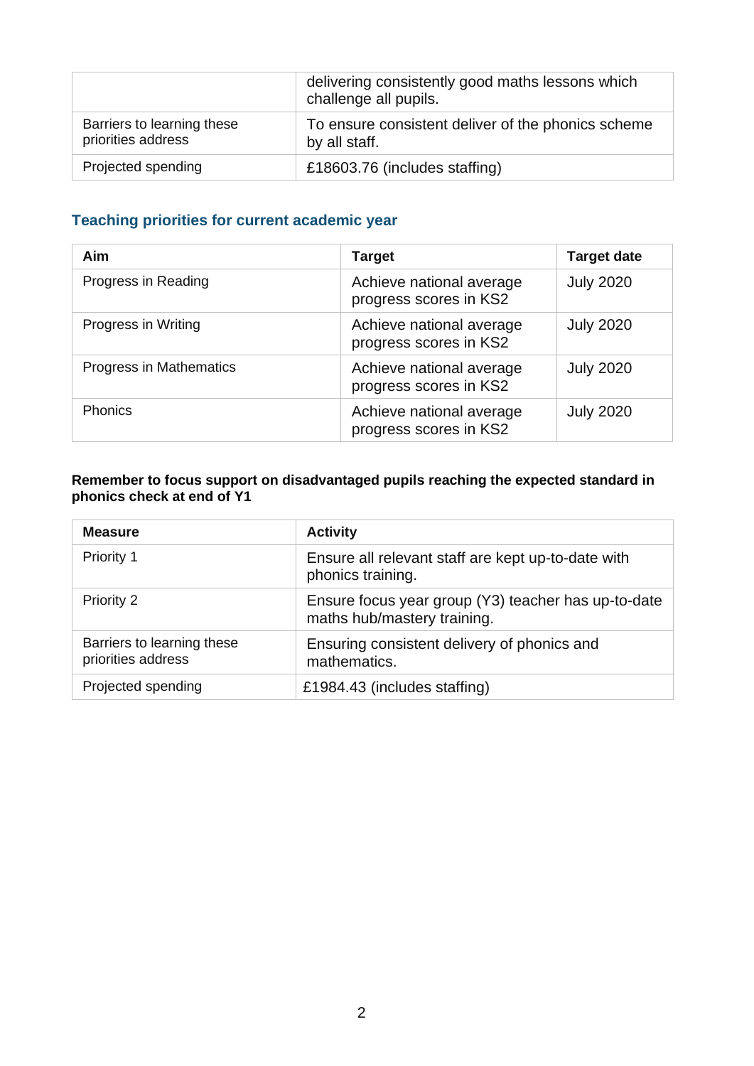| | |
|---|---|
| | delivering consistently good maths lessons which challenge all pupils. |
| Barriers to learning these priorities address | To ensure consistent deliver of the phonics scheme by all staff. |
| Projected spending | £18603.76 (includes staffing) |

## Teaching priorities for current academic year

| Aim | Target | Target date |
|---|---|---|
| Progress in Reading | Achieve national average progress scores in KS2 | July 2020 |
| Progress in Writing | Achieve national average progress scores in KS2 | July 2020 |
| Progress in Mathematics | Achieve national average progress scores in KS2 | July 2020 |
| Phonics | Achieve national average progress scores in KS2 | July 2020 |

**Remember to focus support on disadvantaged pupils reaching the expected standard in phonics check at end of Y1**

| Measure | Activity |
|---|---|
| Priority 1 | Ensure all relevant staff are kept up-to-date with phonics training. |
| Priority 2 | Ensure focus year group (Y3) teacher has up-to-date maths hub/mastery training. |
| Barriers to learning these priorities address | Ensuring consistent delivery of phonics and mathematics. |
| Projected spending | £1984.43 (includes staffing) |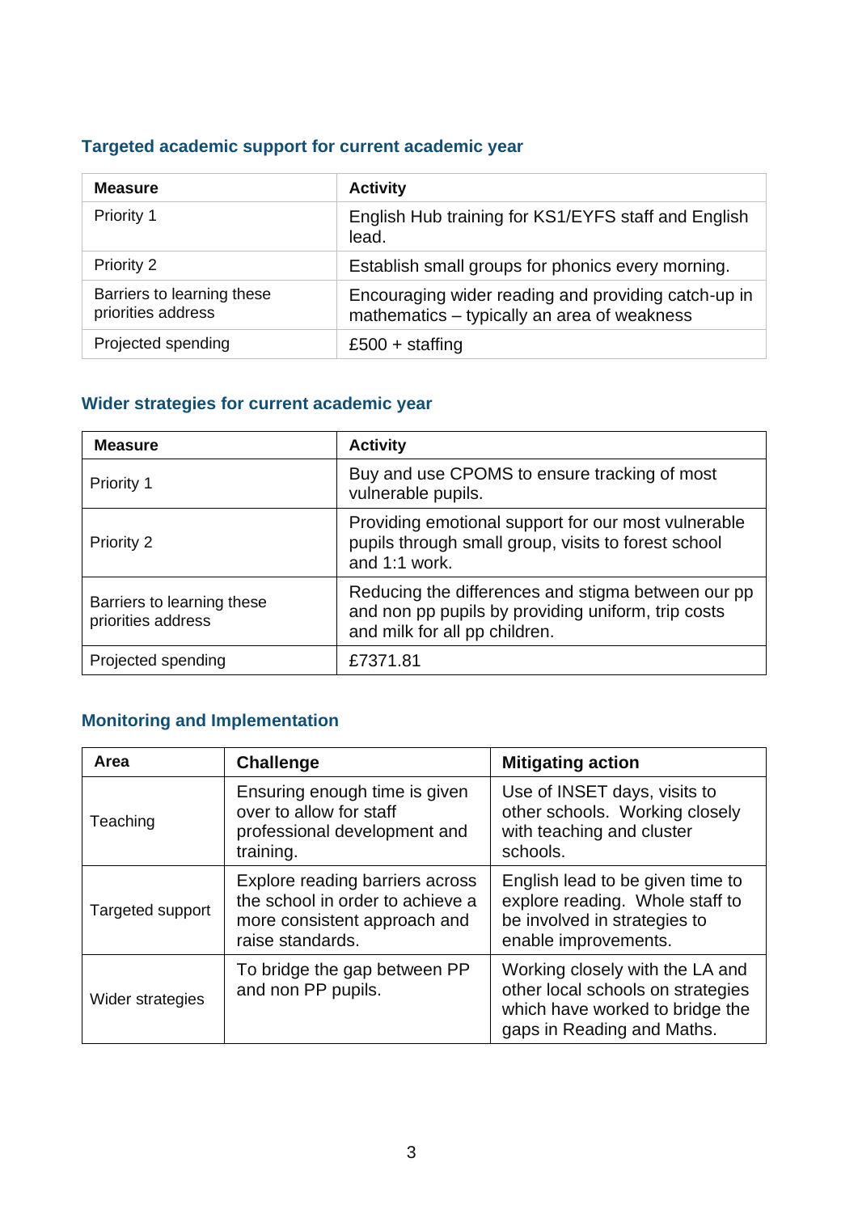### Targeted academic support for current academic year

| Measure | Activity |
| --- | --- |
| Priority 1 | English Hub training for KS1/EYFS staff and English lead. |
| Priority 2 | Establish small groups for phonics every morning. |
| Barriers to learning these priorities address | Encouraging wider reading and providing catch-up in mathematics – typically an area of weakness |
| Projected spending | £500 + staffing |

### Wider strategies for current academic year

| Measure | Activity |
| --- | --- |
| Priority 1 | Buy and use CPOMS to ensure tracking of most vulnerable pupils. |
| Priority 2 | Providing emotional support for our most vulnerable pupils through small group, visits to forest school and 1:1 work. |
| Barriers to learning these priorities address | Reducing the differences and stigma between our pp and non pp pupils by providing uniform, trip costs and milk for all pp children. |
| Projected spending | £7371.81 |

### Monitoring and Implementation

| Area | Challenge | Mitigating action |
| --- | --- | --- |
| Teaching | Ensuring enough time is given over to allow for staff professional development and training. | Use of INSET days, visits to other schools. Working closely with teaching and cluster schools. |
| Targeted support | Explore reading barriers across the school in order to achieve a more consistent approach and raise standards. | English lead to be given time to explore reading. Whole staff to be involved in strategies to enable improvements. |
| Wider strategies | To bridge the gap between PP and non PP pupils. | Working closely with the LA and other local schools on strategies which have worked to bridge the gaps in Reading and Maths. |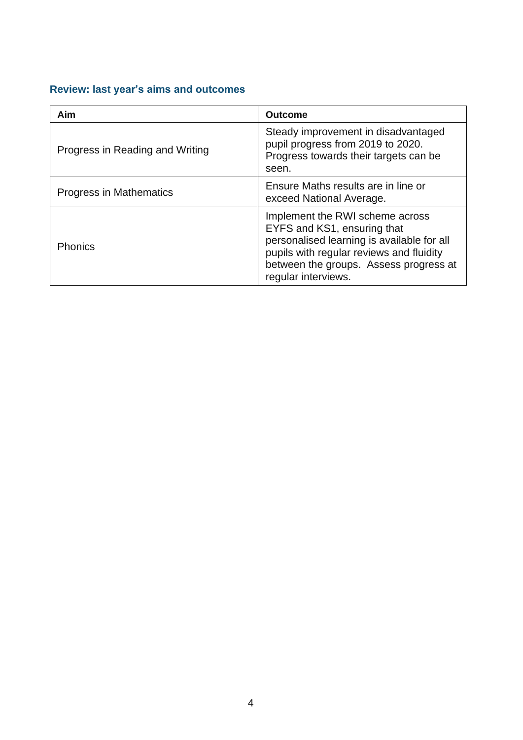## Review: last year's aims and outcomes

| Aim | Outcome |
|---|---|
| Progress in Reading and Writing | Steady improvement in disadvantaged pupil progress from 2019 to 2020. Progress towards their targets can be seen. |
| Progress in Mathematics | Ensure Maths results are in line or exceed National Average. |
| Phonics | Implement the RWI scheme across EYFS and KS1, ensuring that personalised learning is available for all pupils with regular reviews and fluidity between the groups. Assess progress at regular interviews. |